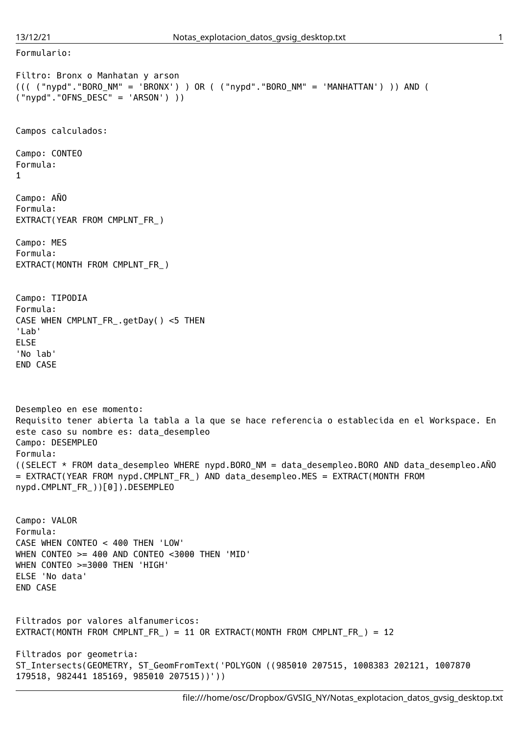Formulario:

Filtro: Bronx o Manhatan y arson

```
((( ("nypd"."BORO_NM" = 'BRONX') ) OR ( ("nypd"."BORO_NM" = 'MANHATTAN') )) AND (
("nypd"."OFNS_DESC" = 'ARSON') ))
```

Campos calculados:

Campo: CONTEO
Formula:

```
1
```

Campo: AÑO
Formula:

```
EXTRACT(YEAR FROM CMPLNT_FR_)
```

Campo: MES
Formula:

```
EXTRACT(MONTH FROM CMPLNT_FR_)
```

Campo: TIPODIA
Formula:

```
CASE WHEN CMPLNT_FR_.getDay() <5 THEN
'Lab'
ELSE
'No lab'
END CASE
```

Desempleo en ese momento:
Requisito tener abierta la tabla a la que se hace referencia o establecida en el Workspace. En este caso su nombre es: data_desempleo
Campo: DESEMPLEO
Formula:

```
((SELECT * FROM data_desempleo WHERE nypd.BORO_NM = data_desempleo.BORO AND data_desempleo.AÑO
= EXTRACT(YEAR FROM nypd.CMPLNT_FR_) AND data_desempleo.MES = EXTRACT(MONTH FROM
nypd.CMPLNT_FR_))[0]).DESEMPLEO
```

Campo: VALOR
Formula:

```
CASE WHEN CONTEO < 400 THEN 'LOW'
WHEN CONTEO >= 400 AND CONTEO <3000 THEN 'MID'
WHEN CONTEO >=3000 THEN 'HIGH'
ELSE 'No data'
END CASE
```

Filtrados por valores alfanumericos:

```
EXTRACT(MONTH FROM CMPLNT_FR_) = 11 OR EXTRACT(MONTH FROM CMPLNT_FR_) = 12
```

Filtrados por geometria:

```
ST_Intersects(GEOMETRY, ST_GeomFromText('POLYGON ((985010 207515, 1008383 202121, 1007870
179518, 982441 185169, 985010 207515))'))
```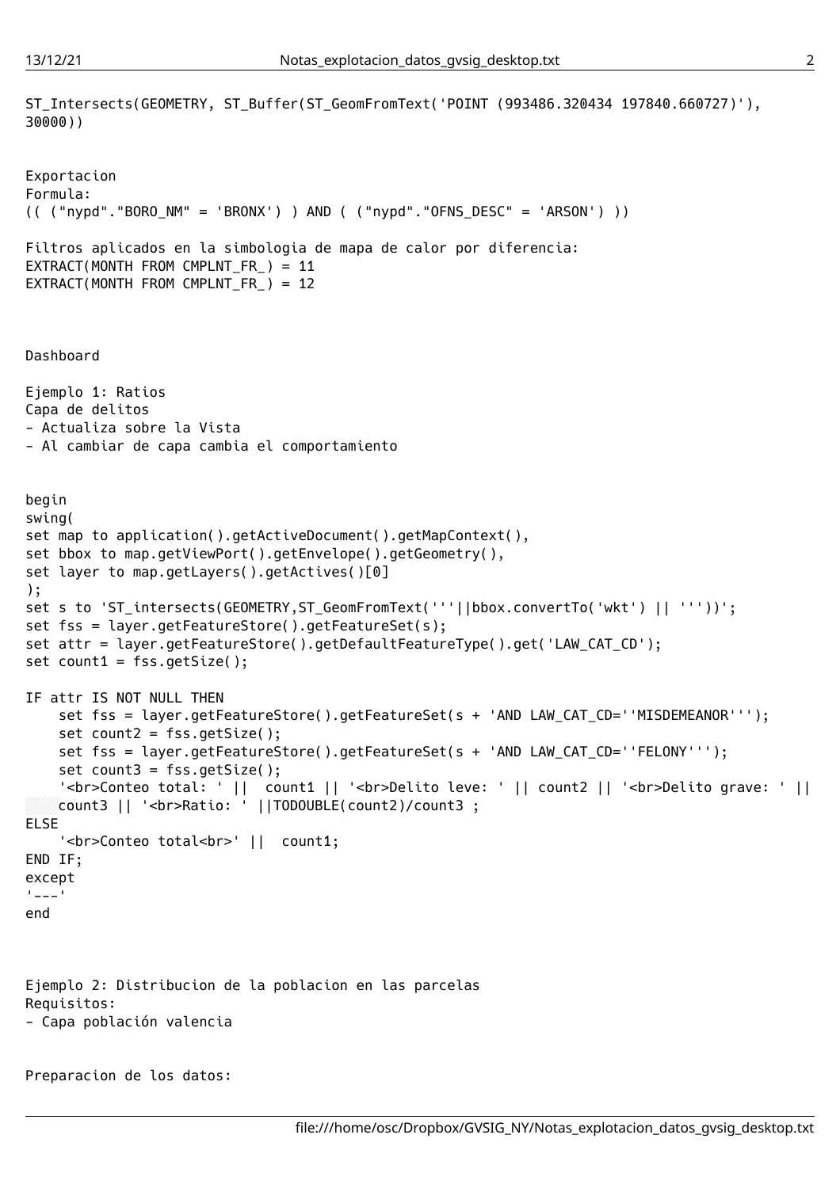```
ST_Intersects(GEOMETRY, ST_Buffer(ST_GeomFromText('POINT (993486.320434 197840.660727)'),
30000))
```

Exportacion
Formula:

```
(( ("nypd"."BORO_NM" = 'BRONX') ) AND ( ("nypd"."OFNS_DESC" = 'ARSON') ))
```

Filtros aplicados en la simbologia de mapa de calor por diferencia:

```
EXTRACT(MONTH FROM CMPLNT_FR_) = 11
EXTRACT(MONTH FROM CMPLNT_FR_) = 12
```

Dashboard

Ejemplo 1: Ratios
Capa de delitos
- Actualiza sobre la Vista
- Al cambiar de capa cambia el comportamiento

```
begin
swing(
set map to application().getActiveDocument().getMapContext(),
set bbox to map.getViewPort().getEnvelope().getGeometry(),
set layer to map.getLayers().getActives()[0]
);
set s to 'ST_intersects(GEOMETRY,ST_GeomFromText('''||bbox.convertTo('wkt') || '''))';
set fss = layer.getFeatureStore().getFeatureSet(s);
set attr = layer.getFeatureStore().getDefaultFeatureType().get('LAW_CAT_CD');
set count1 = fss.getSize();

IF attr IS NOT NULL THEN
    set fss = layer.getFeatureStore().getFeatureSet(s + 'AND LAW_CAT_CD=''MISDEMEANOR''');
    set count2 = fss.getSize();
    set fss = layer.getFeatureStore().getFeatureSet(s + 'AND LAW_CAT_CD=''FELONY''');
    set count3 = fss.getSize();
    '<br>Conteo total: ' ||  count1 || '<br>Delito leve: ' || count2 || '<br>Delito grave: ' ||
    count3 || '<br>Ratio: ' ||TODOUBLE(count2)/count3 ;
ELSE
    '<br>Conteo total<br>' ||  count1;
END IF;
except
'---'
end
```

Ejemplo 2: Distribucion de la poblacion en las parcelas
Requisitos:
- Capa población valencia

Preparacion de los datos: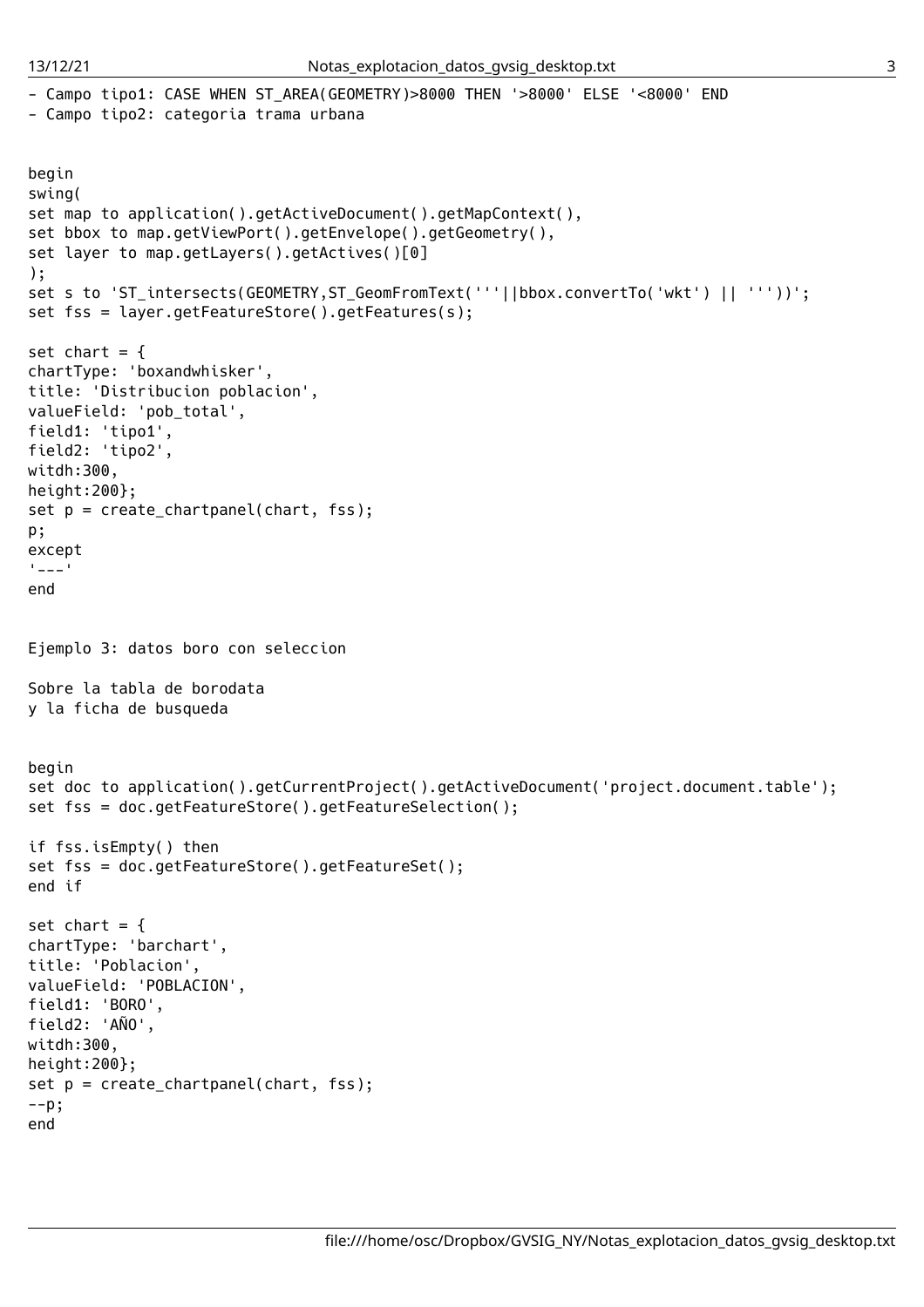- Campo tipo1: CASE WHEN ST_AREA(GEOMETRY)>8000 THEN '>8000' ELSE '<8000' END
- Campo tipo2: categoria trama urbana

```
begin
swing(
set map to application().getActiveDocument().getMapContext(),
set bbox to map.getViewPort().getEnvelope().getGeometry(),
set layer to map.getLayers().getActives()[0]
);
set s to 'ST_intersects(GEOMETRY,ST_GeomFromText('''||bbox.convertTo('wkt') || '''))';
set fss = layer.getFeatureStore().getFeatures(s);

set chart = {
chartType: 'boxandwhisker',
title: 'Distribucion poblacion',
valueField: 'pob_total',
field1: 'tipo1',
field2: 'tipo2',
witdh:300,
height:200};
set p = create_chartpanel(chart, fss);
p;
except
'---'
end
```

Ejemplo 3: datos boro con seleccion

Sobre la tabla de borodata
y la ficha de busqueda

```
begin
set doc to application().getCurrentProject().getActiveDocument('project.document.table');
set fss = doc.getFeatureStore().getFeatureSelection();

if fss.isEmpty() then
set fss = doc.getFeatureStore().getFeatureSet();
end if

set chart = {
chartType: 'barchart',
title: 'Poblacion',
valueField: 'POBLACION',
field1: 'BORO',
field2: 'AÑO',
witdh:300,
height:200};
set p = create_chartpanel(chart, fss);
--p;
end
```